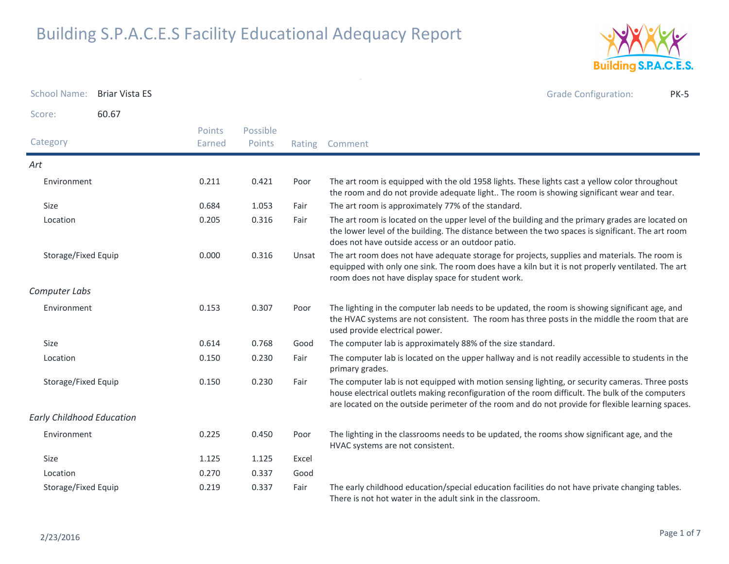# Building S.P.A.C.E.S Facility Educational Adequacy Report

School Name: Briar Vista ES

Grade Configuration: PK-5

Score: 60.67

| Category | Points Earned | Possible Points | Rating | Comment |
|---|---|---|---|---|
| *Art* | | | | |
| Environment | 0.211 | 0.421 | Poor | The art room is equipped with the old 1958 lights. These lights cast a yellow color throughout the room and do not provide adequate light.. The room is showing significant wear and tear. |
| Size | 0.684 | 1.053 | Fair | The art room is approximately 77% of the standard. |
| Location | 0.205 | 0.316 | Fair | The art room is located on the upper level of the building and the primary grades are located on the lower level of the building. The distance between the two spaces is significant. The art room does not have outside access or an outdoor patio. |
| Storage/Fixed Equip | 0.000 | 0.316 | Unsat | The art room does not have adequate storage for projects, supplies and materials. The room is equipped with only one sink. The room does have a kiln but it is not properly ventilated. The art room does not have display space for student work. |
| *Computer Labs* | | | | |
| Environment | 0.153 | 0.307 | Poor | The lighting in the computer lab needs to be updated, the room is showing significant age, and the HVAC systems are not consistent. The room has three posts in the middle the room that are used provide electrical power. |
| Size | 0.614 | 0.768 | Good | The computer lab is approximately 88% of the size standard. |
| Location | 0.150 | 0.230 | Fair | The computer lab is located on the upper hallway and is not readily accessible to students in the primary grades. |
| Storage/Fixed Equip | 0.150 | 0.230 | Fair | The computer lab is not equipped with motion sensing lighting, or security cameras. Three posts house electrical outlets making reconfiguration of the room difficult. The bulk of the computers are located on the outside perimeter of the room and do not provide for flexible learning spaces. |
| *Early Childhood Education* | | | | |
| Environment | 0.225 | 0.450 | Poor | The lighting in the classrooms needs to be updated, the rooms show significant age, and the HVAC systems are not consistent. |
| Size | 1.125 | 1.125 | Excel | |
| Location | 0.270 | 0.337 | Good | |
| Storage/Fixed Equip | 0.219 | 0.337 | Fair | The early childhood education/special education facilities do not have private changing tables. There is not hot water in the adult sink in the classroom. |

2/23/2016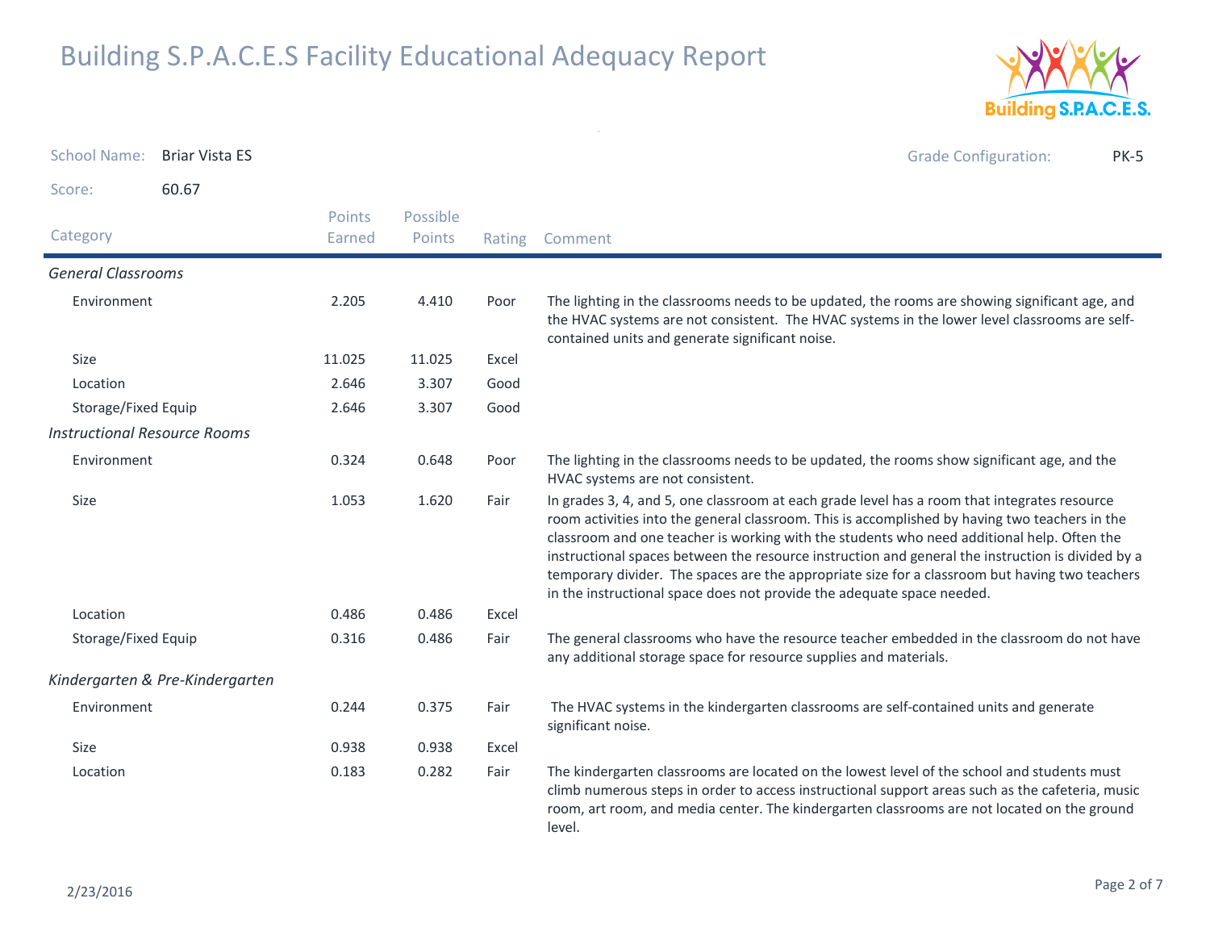# Building S.P.A.C.E.S Facility Educational Adequacy Report

School Name: Briar Vista ES

Grade Configuration: PK-5

Score: 60.67

| Category | Points Earned | Possible Points | Rating | Comment |
|---|---|---|---|---|
| *General Classrooms* | | | | |
| Environment | 2.205 | 4.410 | Poor | The lighting in the classrooms needs to be updated, the rooms are showing significant age, and the HVAC systems are not consistent. The HVAC systems in the lower level classrooms are self-contained units and generate significant noise. |
| Size | 11.025 | 11.025 | Excel | |
| Location | 2.646 | 3.307 | Good | |
| Storage/Fixed Equip | 2.646 | 3.307 | Good | |
| *Instructional Resource Rooms* | | | | |
| Environment | 0.324 | 0.648 | Poor | The lighting in the classrooms needs to be updated, the rooms show significant age, and the HVAC systems are not consistent. |
| Size | 1.053 | 1.620 | Fair | In grades 3, 4, and 5, one classroom at each grade level has a room that integrates resource room activities into the general classroom. This is accomplished by having two teachers in the classroom and one teacher is working with the students who need additional help. Often the instructional spaces between the resource instruction and general the instruction is divided by a temporary divider. The spaces are the appropriate size for a classroom but having two teachers in the instructional space does not provide the adequate space needed. |
| Location | 0.486 | 0.486 | Excel | |
| Storage/Fixed Equip | 0.316 | 0.486 | Fair | The general classrooms who have the resource teacher embedded in the classroom do not have any additional storage space for resource supplies and materials. |
| *Kindergarten & Pre-Kindergarten* | | | | |
| Environment | 0.244 | 0.375 | Fair | The HVAC systems in the kindergarten classrooms are self-contained units and generate significant noise. |
| Size | 0.938 | 0.938 | Excel | |
| Location | 0.183 | 0.282 | Fair | The kindergarten classrooms are located on the lowest level of the school and students must climb numerous steps in order to access instructional support areas such as the cafeteria, music room, art room, and media center. The kindergarten classrooms are not located on the ground level. |

2/23/2016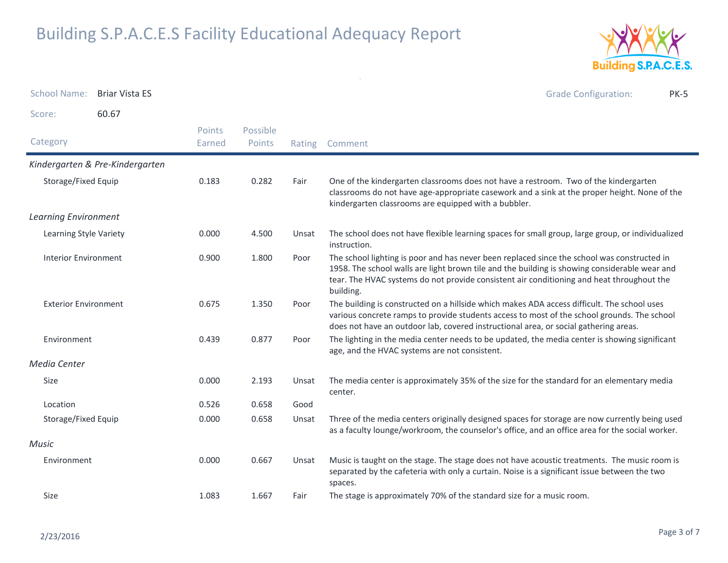# Building S.P.A.C.E.S Facility Educational Adequacy Report

School Name: Briar Vista ES

Grade Configuration: PK-5

Score: 60.67

| Category | Points Earned | Possible Points | Rating | Comment |
|---|---|---|---|---|
| ***Kindergarten & Pre-Kindergarten*** | | | | |
| Storage/Fixed Equip | 0.183 | 0.282 | Fair | One of the kindergarten classrooms does not have a restroom. Two of the kindergarten classrooms do not have age-appropriate casework and a sink at the proper height. None of the kindergarten classrooms are equipped with a bubbler. |
| ***Learning Environment*** | | | | |
| Learning Style Variety | 0.000 | 4.500 | Unsat | The school does not have flexible learning spaces for small group, large group, or individualized instruction. |
| Interior Environment | 0.900 | 1.800 | Poor | The school lighting is poor and has never been replaced since the school was constructed in 1958. The school walls are light brown tile and the building is showing considerable wear and tear. The HVAC systems do not provide consistent air conditioning and heat throughout the building. |
| Exterior Environment | 0.675 | 1.350 | Poor | The building is constructed on a hillside which makes ADA access difficult. The school uses various concrete ramps to provide students access to most of the school grounds. The school does not have an outdoor lab, covered instructional area, or social gathering areas. |
| Environment | 0.439 | 0.877 | Poor | The lighting in the media center needs to be updated, the media center is showing significant age, and the HVAC systems are not consistent. |
| ***Media Center*** | | | | |
| Size | 0.000 | 2.193 | Unsat | The media center is approximately 35% of the size for the standard for an elementary media center. |
| Location | 0.526 | 0.658 | Good | |
| Storage/Fixed Equip | 0.000 | 0.658 | Unsat | Three of the media centers originally designed spaces for storage are now currently being used as a faculty lounge/workroom, the counselor's office, and an office area for the social worker. |
| ***Music*** | | | | |
| Environment | 0.000 | 0.667 | Unsat | Music is taught on the stage. The stage does not have acoustic treatments. The music room is separated by the cafeteria with only a curtain. Noise is a significant issue between the two spaces. |
| Size | 1.083 | 1.667 | Fair | The stage is approximately 70% of the standard size for a music room. |

2/23/2016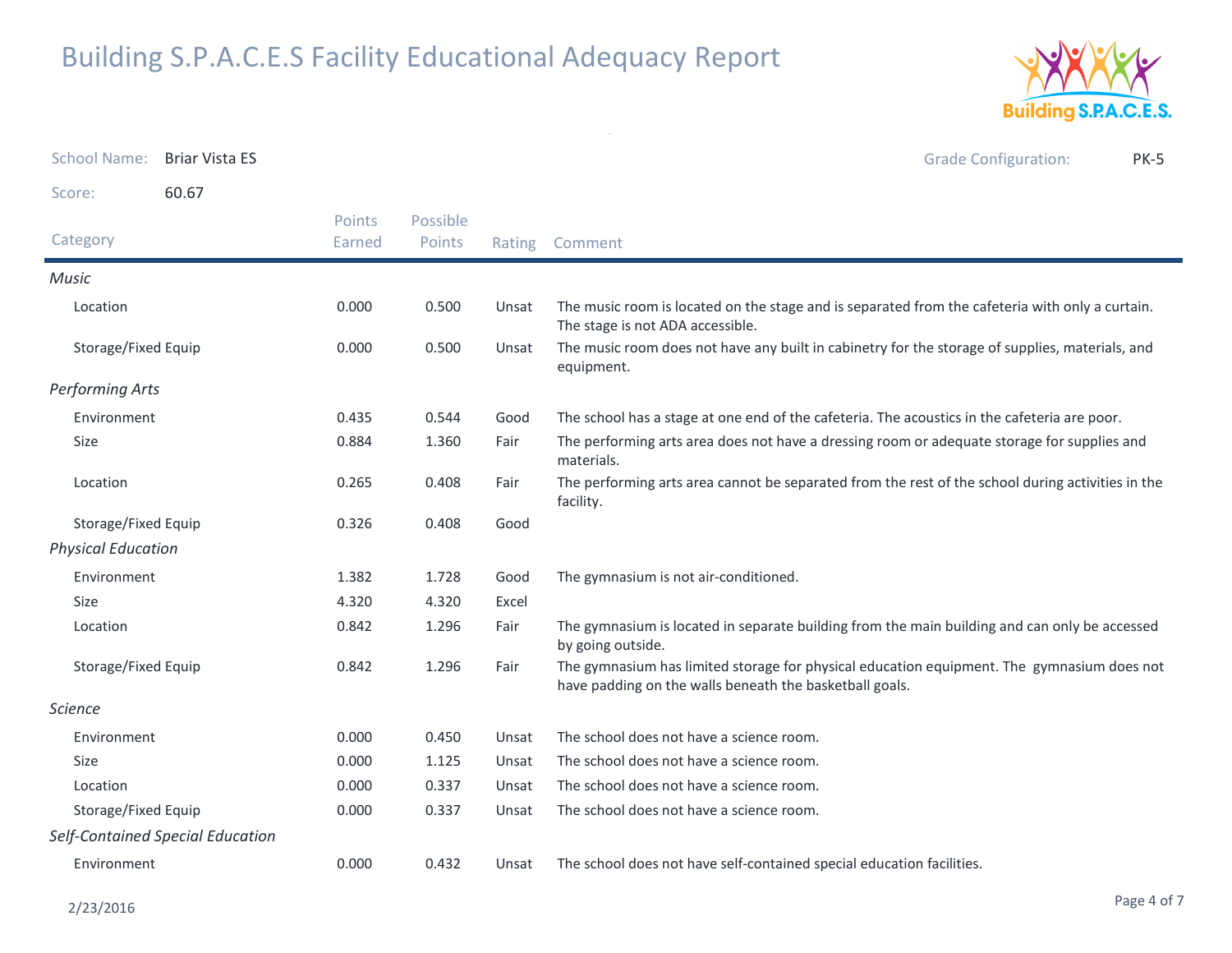# Building S.P.A.C.E.S Facility Educational Adequacy Report

School Name: Briar Vista ES

Grade Configuration: PK-5

Score: 60.67

| Category | Points Earned | Possible Points | Rating | Comment |
|---|---|---|---|---|
| *Music* | | | | |
| Location | 0.000 | 0.500 | Unsat | The music room is located on the stage and is separated from the cafeteria with only a curtain. The stage is not ADA accessible. |
| Storage/Fixed Equip | 0.000 | 0.500 | Unsat | The music room does not have any built in cabinetry for the storage of supplies, materials, and equipment. |
| *Performing Arts* | | | | |
| Environment | 0.435 | 0.544 | Good | The school has a stage at one end of the cafeteria. The acoustics in the cafeteria are poor. |
| Size | 0.884 | 1.360 | Fair | The performing arts area does not have a dressing room or adequate storage for supplies and materials. |
| Location | 0.265 | 0.408 | Fair | The performing arts area cannot be separated from the rest of the school during activities in the facility. |
| Storage/Fixed Equip | 0.326 | 0.408 | Good | |
| *Physical Education* | | | | |
| Environment | 1.382 | 1.728 | Good | The gymnasium is not air-conditioned. |
| Size | 4.320 | 4.320 | Excel | |
| Location | 0.842 | 1.296 | Fair | The gymnasium is located in separate building from the main building and can only be accessed by going outside. |
| Storage/Fixed Equip | 0.842 | 1.296 | Fair | The gymnasium has limited storage for physical education equipment. The gymnasium does not have padding on the walls beneath the basketball goals. |
| *Science* | | | | |
| Environment | 0.000 | 0.450 | Unsat | The school does not have a science room. |
| Size | 0.000 | 1.125 | Unsat | The school does not have a science room. |
| Location | 0.000 | 0.337 | Unsat | The school does not have a science room. |
| Storage/Fixed Equip | 0.000 | 0.337 | Unsat | The school does not have a science room. |
| *Self-Contained Special Education* | | | | |
| Environment | 0.000 | 0.432 | Unsat | The school does not have self-contained special education facilities. |

2/23/2016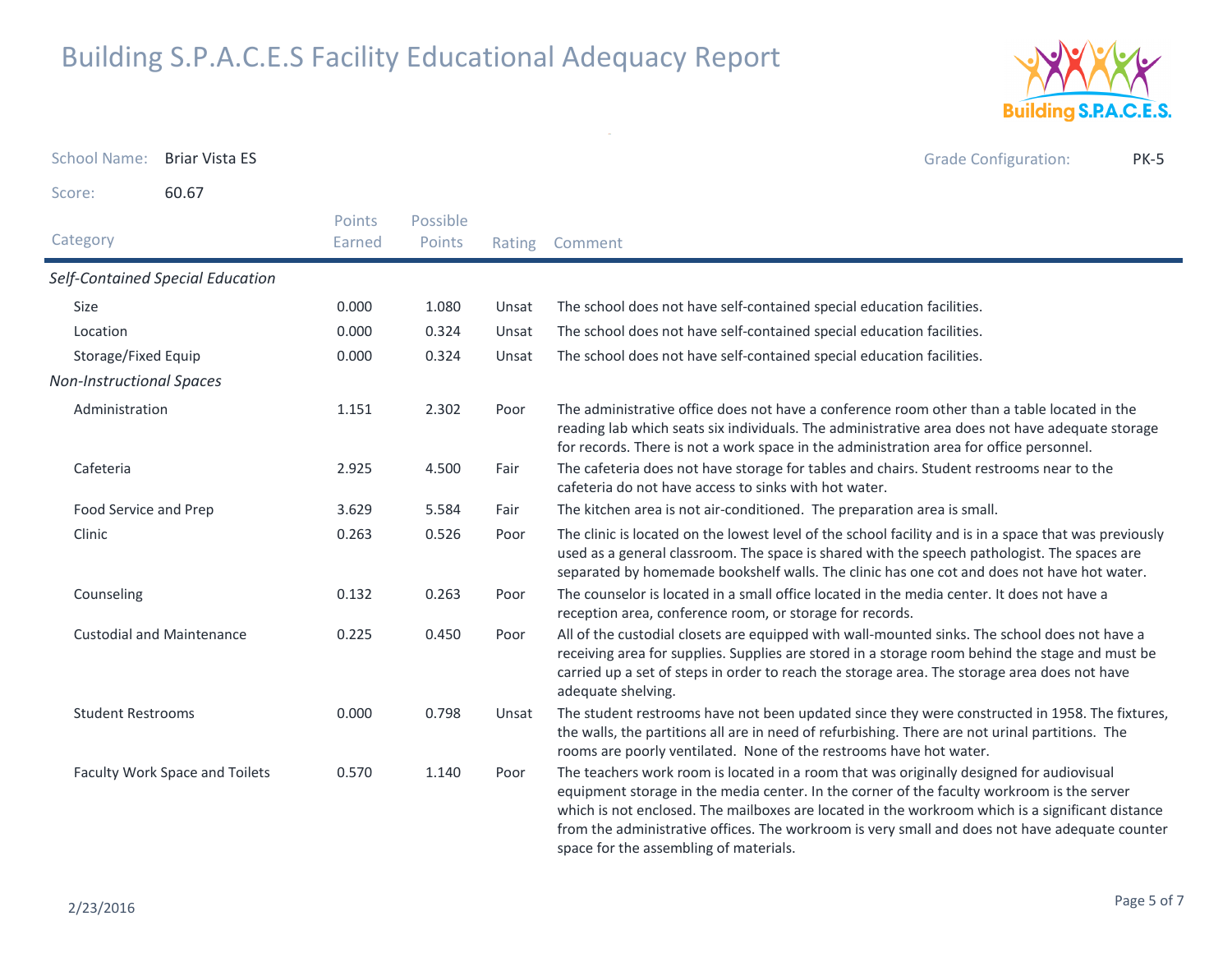# Building S.P.A.C.E.S Facility Educational Adequacy Report

School Name: Briar Vista ES

Grade Configuration: PK-5

Score: 60.67

| Category | Points Earned | Possible Points | Rating | Comment |
|---|---|---|---|---|
| *Self-Contained Special Education* | | | | |
| Size | 0.000 | 1.080 | Unsat | The school does not have self-contained special education facilities. |
| Location | 0.000 | 0.324 | Unsat | The school does not have self-contained special education facilities. |
| Storage/Fixed Equip | 0.000 | 0.324 | Unsat | The school does not have self-contained special education facilities. |
| *Non-Instructional Spaces* | | | | |
| Administration | 1.151 | 2.302 | Poor | The administrative office does not have a conference room other than a table located in the reading lab which seats six individuals. The administrative area does not have adequate storage for records. There is not a work space in the administration area for office personnel. |
| Cafeteria | 2.925 | 4.500 | Fair | The cafeteria does not have storage for tables and chairs. Student restrooms near to the cafeteria do not have access to sinks with hot water. |
| Food Service and Prep | 3.629 | 5.584 | Fair | The kitchen area is not air-conditioned. The preparation area is small. |
| Clinic | 0.263 | 0.526 | Poor | The clinic is located on the lowest level of the school facility and is in a space that was previously used as a general classroom. The space is shared with the speech pathologist. The spaces are separated by homemade bookshelf walls. The clinic has one cot and does not have hot water. |
| Counseling | 0.132 | 0.263 | Poor | The counselor is located in a small office located in the media center. It does not have a reception area, conference room, or storage for records. |
| Custodial and Maintenance | 0.225 | 0.450 | Poor | All of the custodial closets are equipped with wall-mounted sinks. The school does not have a receiving area for supplies. Supplies are stored in a storage room behind the stage and must be carried up a set of steps in order to reach the storage area. The storage area does not have adequate shelving. |
| Student Restrooms | 0.000 | 0.798 | Unsat | The student restrooms have not been updated since they were constructed in 1958. The fixtures, the walls, the partitions all are in need of refurbishing. There are not urinal partitions. The rooms are poorly ventilated. None of the restrooms have hot water. |
| Faculty Work Space and Toilets | 0.570 | 1.140 | Poor | The teachers work room is located in a room that was originally designed for audiovisual equipment storage in the media center. In the corner of the faculty workroom is the server which is not enclosed. The mailboxes are located in the workroom which is a significant distance from the administrative offices. The workroom is very small and does not have adequate counter space for the assembling of materials. |

2/23/2016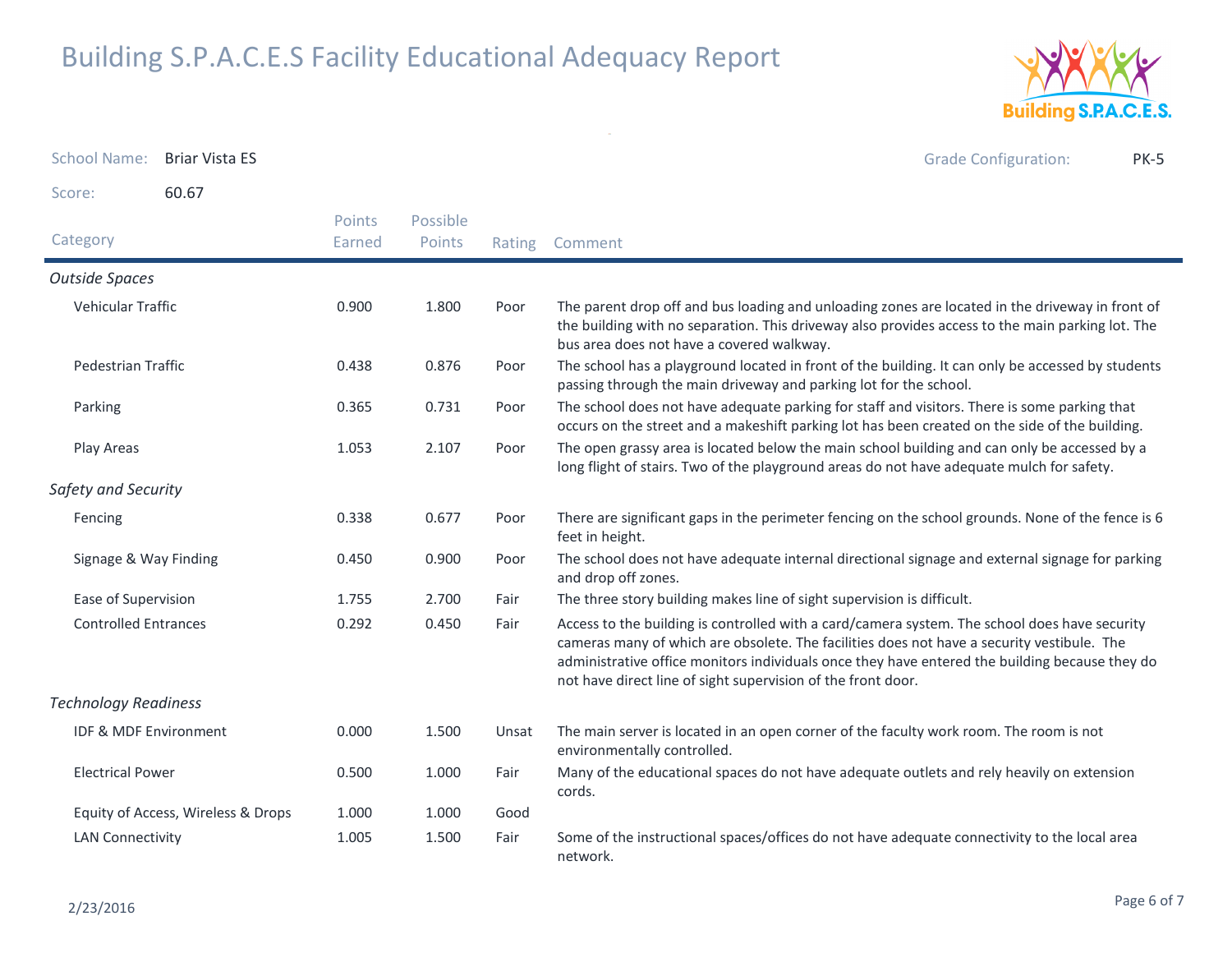# Building S.P.A.C.E.S Facility Educational Adequacy Report

**School Name:** Briar Vista ES

**Grade Configuration:** PK-5

**Score:** 60.67

| Category | Points Earned | Possible Points | Rating | Comment |
|---|---|---|---|---|
| ***Outside Spaces*** | | | | |
| Vehicular Traffic | 0.900 | 1.800 | Poor | The parent drop off and bus loading and unloading zones are located in the driveway in front of the building with no separation. This driveway also provides access to the main parking lot. The bus area does not have a covered walkway. |
| Pedestrian Traffic | 0.438 | 0.876 | Poor | The school has a playground located in front of the building. It can only be accessed by students passing through the main driveway and parking lot for the school. |
| Parking | 0.365 | 0.731 | Poor | The school does not have adequate parking for staff and visitors. There is some parking that occurs on the street and a makeshift parking lot has been created on the side of the building. |
| Play Areas | 1.053 | 2.107 | Poor | The open grassy area is located below the main school building and can only be accessed by a long flight of stairs. Two of the playground areas do not have adequate mulch for safety. |
| ***Safety and Security*** | | | | |
| Fencing | 0.338 | 0.677 | Poor | There are significant gaps in the perimeter fencing on the school grounds. None of the fence is 6 feet in height. |
| Signage & Way Finding | 0.450 | 0.900 | Poor | The school does not have adequate internal directional signage and external signage for parking and drop off zones. |
| Ease of Supervision | 1.755 | 2.700 | Fair | The three story building makes line of sight supervision is difficult. |
| Controlled Entrances | 0.292 | 0.450 | Fair | Access to the building is controlled with a card/camera system. The school does have security cameras many of which are obsolete. The facilities does not have a security vestibule. The administrative office monitors individuals once they have entered the building because they do not have direct line of sight supervision of the front door. |
| ***Technology Readiness*** | | | | |
| IDF & MDF Environment | 0.000 | 1.500 | Unsat | The main server is located in an open corner of the faculty work room. The room is not environmentally controlled. |
| Electrical Power | 0.500 | 1.000 | Fair | Many of the educational spaces do not have adequate outlets and rely heavily on extension cords. |
| Equity of Access, Wireless & Drops | 1.000 | 1.000 | Good | |
| LAN Connectivity | 1.005 | 1.500 | Fair | Some of the instructional spaces/offices do not have adequate connectivity to the local area network. |

2/23/2016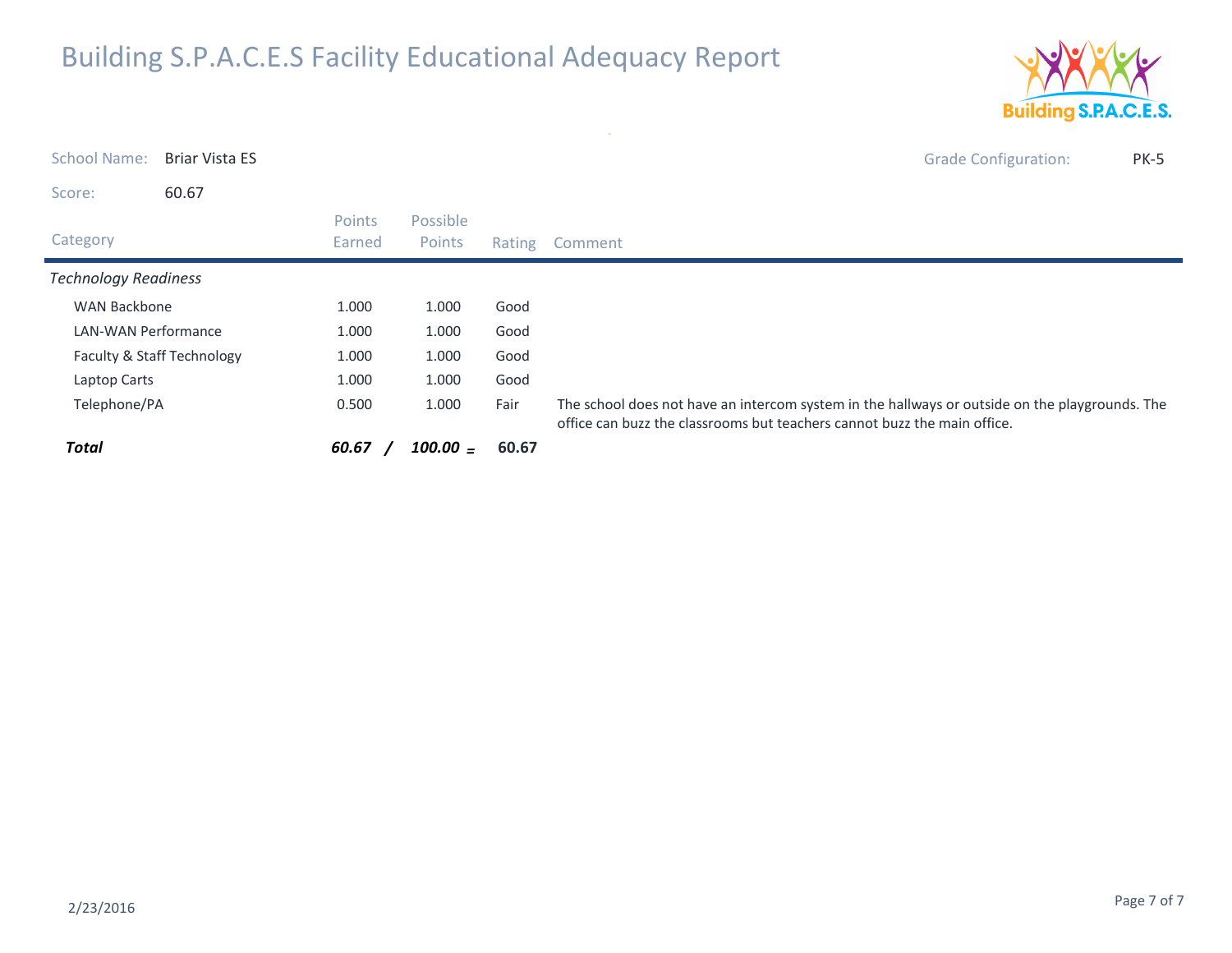# Building S.P.A.C.E.S Facility Educational Adequacy Report

School Name: Briar Vista ES

Grade Configuration: PK-5

Score: 60.67

| Category | Points Earned | Possible Points | Rating | Comment |
|---|---|---|---|---|
| *Technology Readiness* | | | | |
| WAN Backbone | 1.000 | 1.000 | Good | |
| LAN-WAN Performance | 1.000 | 1.000 | Good | |
| Faculty & Staff Technology | 1.000 | 1.000 | Good | |
| Laptop Carts | 1.000 | 1.000 | Good | |
| Telephone/PA | 0.500 | 1.000 | Fair | The school does not have an intercom system in the hallways or outside on the playgrounds. The office can buzz the classrooms but teachers cannot buzz the main office. |
| ***Total*** | ***60.67 /*** | ***100.00 =*** | **60.67** | |

2/23/2016